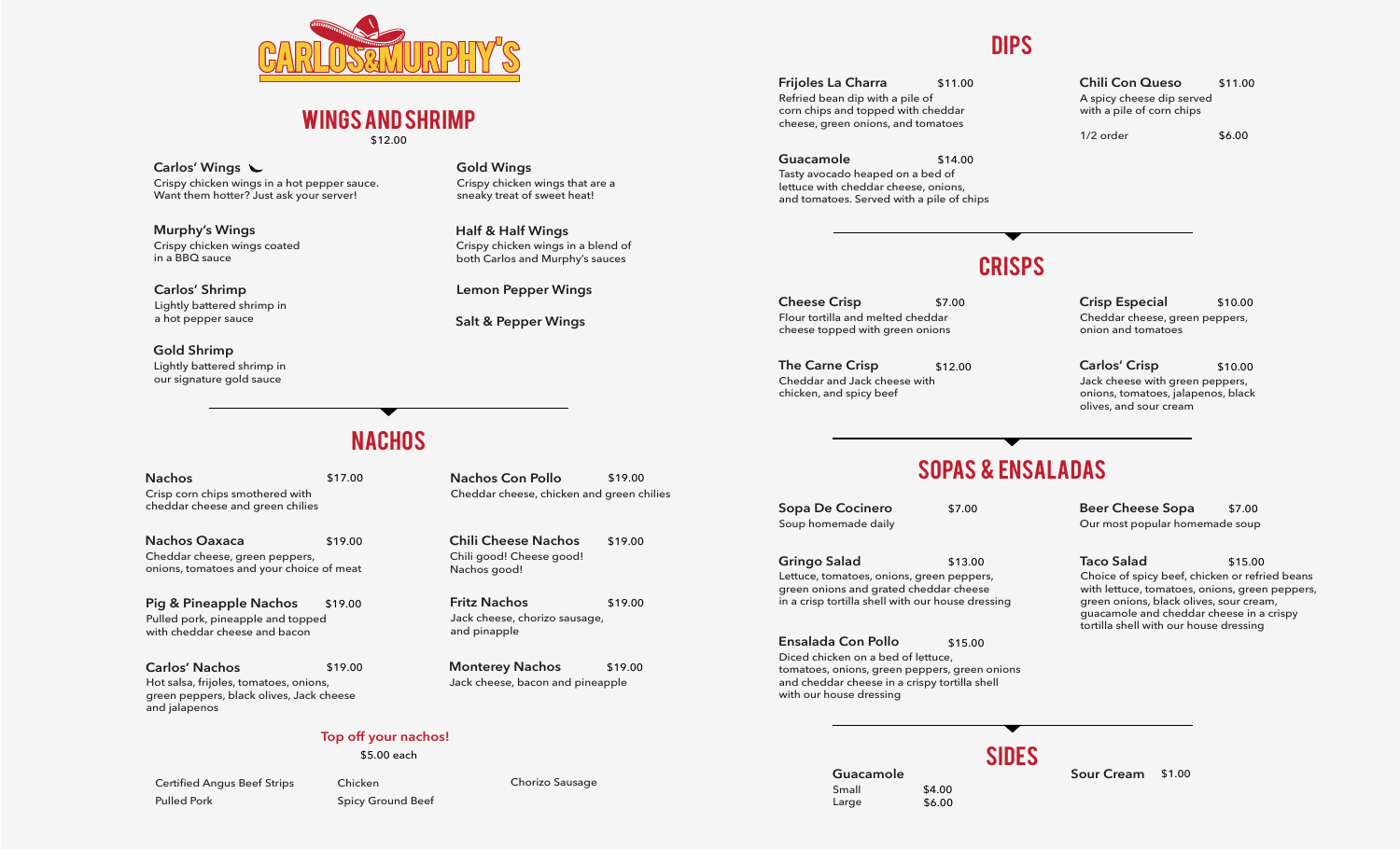# CARLOS&MURPHY'S

## WINGS AND SHRIMP

$12.00

**Carlos' Wings**
Crispy chicken wings in a hot pepper sauce. Want them hotter? Just ask your server!

**Murphy's Wings**
Crispy chicken wings coated in a BBQ sauce

**Carlos' Shrimp**
Lightly battered shrimp in a hot pepper sauce

**Gold Shrimp**
Lightly battered shrimp in our signature gold sauce

**Gold Wings**
Crispy chicken wings that are a sneaky treat of sweet heat!

**Half & Half Wings**
Crispy chicken wings in a blend of both Carlos and Murphy's sauces

**Lemon Pepper Wings**

**Salt & Pepper Wings**

## NACHOS

**Nachos** $17.00
Crisp corn chips smothered with cheddar cheese and green chilies

**Nachos Oaxaca** $19.00
Cheddar cheese, green peppers, onions, tomatoes and your choice of meat

**Pig & Pineapple Nachos** $19.00
Pulled pork, pineapple and topped with cheddar cheese and bacon

**Carlos' Nachos** $19.00
Hot salsa, frijoles, tomatoes, onions, green peppers, black olives, Jack cheese and jalapenos

**Nachos Con Pollo** $19.00
Cheddar cheese, chicken and green chilies

**Chili Cheese Nachos** $19.00
Chili good! Cheese good! Nachos good!

**Fritz Nachos** $19.00
Jack cheese, chorizo sausage, and pinapple

**Monterey Nachos** $19.00
Jack cheese, bacon and pineapple

### Top off your nachos!

$5.00 each

- Certified Angus Beef Strips
- Pulled Pork
- Chicken
- Spicy Ground Beef
- Chorizo Sausage

## DIPS

**Frijoles La Charra** $11.00
Refried bean dip with a pile of corn chips and topped with cheddar cheese, green onions, and tomatoes

**Guacamole** $14.00
Tasty avocado heaped on a bed of lettuce with cheddar cheese, onions, and tomatoes. Served with a pile of chips

**Chili Con Queso** $11.00
A spicy cheese dip served with a pile of corn chips

1/2 order $6.00

## CRISPS

**Cheese Crisp** $7.00
Flour tortilla and melted cheddar cheese topped with green onions

**The Carne Crisp** $12.00
Cheddar and Jack cheese with chicken, and spicy beef

**Crisp Especial** $10.00
Cheddar cheese, green peppers, onion and tomatoes

**Carlos' Crisp** $10.00
Jack cheese with green peppers, onions, tomatoes, jalapenos, black olives, and sour cream

## SOPAS & ENSALADAS

**Sopa De Cocinero** $7.00
Soup homemade daily

**Gringo Salad** $13.00
Lettuce, tomatoes, onions, green peppers, green onions and grated cheddar cheese in a crisp tortilla shell with our house dressing

**Ensalada Con Pollo** $15.00
Diced chicken on a bed of lettuce, tomatoes, onions, green peppers, green onions and cheddar cheese in a crispy tortilla shell with our house dressing

**Beer Cheese Sopa** $7.00
Our most popular homemade soup

**Taco Salad** $15.00
Choice of spicy beef, chicken or refried beans with lettuce, tomatoes, onions, green peppers, green onions, black olives, sour cream, guacamole and cheddar cheese in a crispy tortilla shell with our house dressing

## SIDES

**Guacamole**
Small $4.00
Large $6.00

**Sour Cream** $1.00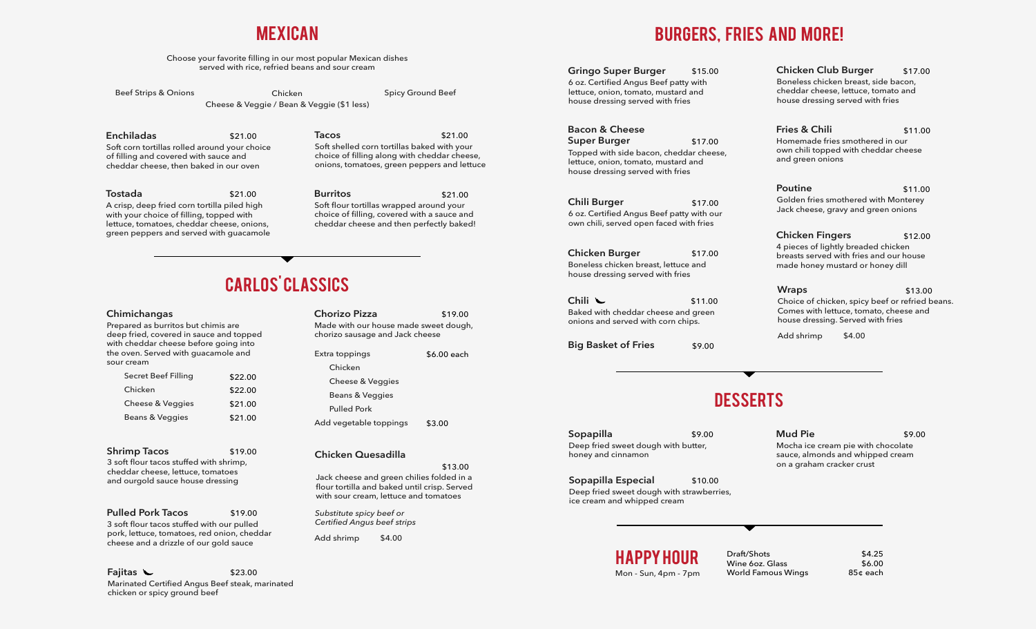# MEXICAN

Choose your favorite filling in our most popular Mexican dishes served with rice, refried beans and sour cream

Beef Strips & Onions | Chicken | Spicy Ground Beef
Cheese & Veggie / Bean & Veggie ($1 less)

### Enchiladas — $21.00
Soft corn tortillas rolled around your choice of filling and covered with sauce and cheddar cheese, then baked in our oven

### Tacos — $21.00
Soft shelled corn tortillas baked with your choice of filling along with cheddar cheese, onions, tomatoes, green peppers and lettuce

### Tostada — $21.00
A crisp, deep fried corn tortilla piled high with your choice of filling, topped with lettuce, tomatoes, cheddar cheese, onions, green peppers and served with guacamole

### Burritos — $21.00
Soft flour tortillas wrapped around your choice of filling, covered with a sauce and cheddar cheese and then perfectly baked!

# CARLOS' CLASSICS

### Chimichangas
Prepared as burritos but chimis are deep fried, covered in sauce and topped with cheddar cheese before going into the oven. Served with guacamole and sour cream

| | |
|---|---|
| Secret Beef Filling | $22.00 |
| Chicken | $22.00 |
| Cheese & Veggies | $21.00 |
| Beans & Veggies | $21.00 |

### Shrimp Tacos — $19.00
3 soft flour tacos stuffed with shrimp, cheddar cheese, lettuce, tomatoes and ourgold sauce house dressing

### Pulled Pork Tacos — $19.00
3 soft flour tacos stuffed with our pulled pork, lettuce, tomatoes, red onion, cheddar cheese and a drizzle of our gold sauce

### Fajitas — $23.00
Marinated Certified Angus Beef steak, marinated chicken or spicy ground beef

### Chorizo Pizza — $19.00
Made with our house made sweet dough, chorizo sausage and Jack cheese

Extra toppings — $6.00 each
- Chicken
- Cheese & Veggies
- Beans & Veggies
- Pulled Pork

Add vegetable toppings — $3.00

### Chicken Quesadilla — $13.00
Jack cheese and green chilies folded in a flour tortilla and baked until crisp. Served with sour cream, lettuce and tomatoes

*Substitute spicy beef or Certified Angus beef strips*

Add shrimp — $4.00

# BURGERS, FRIES AND MORE!

### Gringo Super Burger — $15.00
6 oz. Certified Angus Beef patty with lettuce, onion, tomato, mustard and house dressing served with fries

### Bacon & Cheese Super Burger — $17.00
Topped with side bacon, cheddar cheese, lettuce, onion, tomato, mustard and house dressing served with fries

### Chili Burger — $17.00
6 oz. Certified Angus Beef patty with our own chili, served open faced with fries

### Chicken Burger — $17.00
Boneless chicken breast, lettuce and house dressing served with fries

### Chili — $11.00
Baked with cheddar cheese and green onions and served with corn chips.

### Big Basket of Fries — $9.00

### Chicken Club Burger — $17.00
Boneless chicken breast, side bacon, cheddar cheese, lettuce, tomato and house dressing served with fries

### Fries & Chili — $11.00
Homemade fries smothered in our own chili topped with cheddar cheese and green onions

### Poutine — $11.00
Golden fries smothered with Monterey Jack cheese, gravy and green onions

### Chicken Fingers — $12.00
4 pieces of lightly breaded chicken breasts served with fries and our house made honey mustard or honey dill

### Wraps — $13.00
Choice of chicken, spicy beef or refried beans. Comes with lettuce, tomato, cheese and house dressing. Served with fries

Add shrimp — $4.00

# DESSERTS

### Sopapilla — $9.00
Deep fried sweet dough with butter, honey and cinnamon

### Sopapilla Especial — $10.00
Deep fried sweet dough with strawberries, ice cream and whipped cream

### Mud Pie — $9.00
Mocha ice cream pie with chocolate sauce, almonds and whipped cream on a graham cracker crust

# HAPPY HOUR

Mon - Sun, 4pm - 7pm

| | |
|---|---|
| Draft/Shots | $4.25 |
| Wine 6oz. Glass | $6.00 |
| World Famous Wings | 85¢ each |